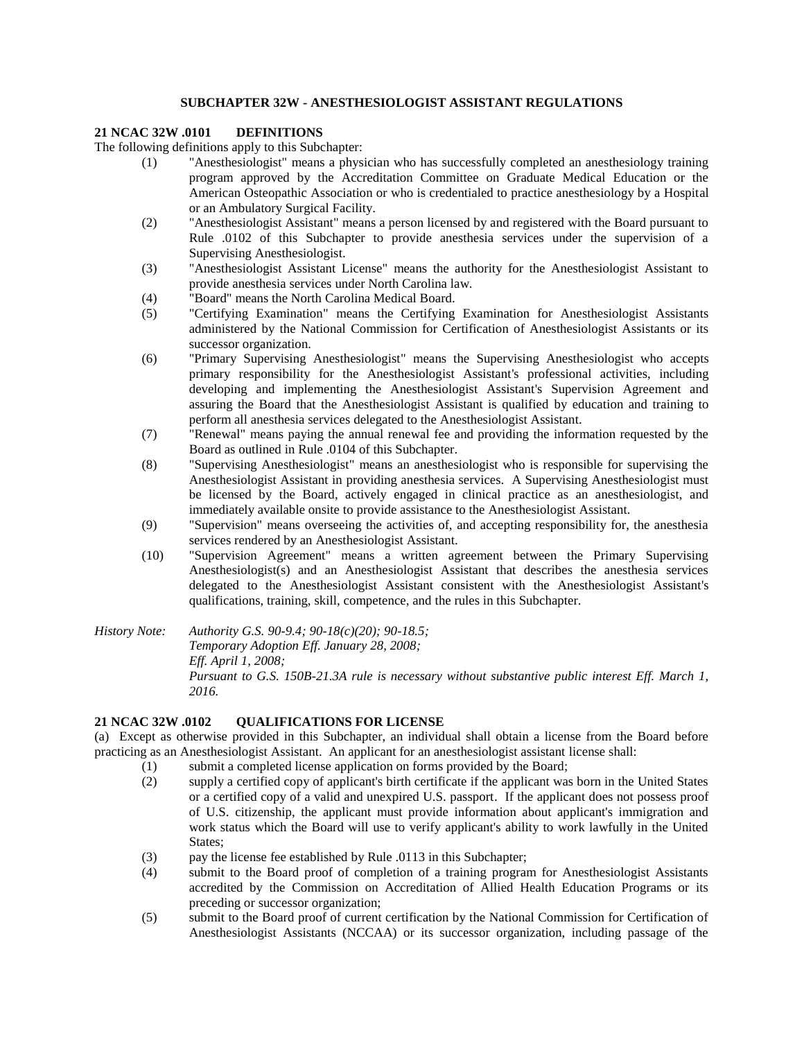## SUBCHAPTER 32W - ANESTHESIOLOGIST ASSISTANT REGULATIONS

### 21 NCAC 32W .0101 DEFINITIONS

The following definitions apply to this Subchapter:

(1) "Anesthesiologist" means a physician who has successfully completed an anesthesiology training program approved by the Accreditation Committee on Graduate Medical Education or the American Osteopathic Association or who is credentialed to practice anesthesiology by a Hospital or an Ambulatory Surgical Facility.

(2) "Anesthesiologist Assistant" means a person licensed by and registered with the Board pursuant to Rule .0102 of this Subchapter to provide anesthesia services under the supervision of a Supervising Anesthesiologist.

(3) "Anesthesiologist Assistant License" means the authority for the Anesthesiologist Assistant to provide anesthesia services under North Carolina law.

(4) "Board" means the North Carolina Medical Board.

(5) "Certifying Examination" means the Certifying Examination for Anesthesiologist Assistants administered by the National Commission for Certification of Anesthesiologist Assistants or its successor organization.

(6) "Primary Supervising Anesthesiologist" means the Supervising Anesthesiologist who accepts primary responsibility for the Anesthesiologist Assistant's professional activities, including developing and implementing the Anesthesiologist Assistant's Supervision Agreement and assuring the Board that the Anesthesiologist Assistant is qualified by education and training to perform all anesthesia services delegated to the Anesthesiologist Assistant.

(7) "Renewal" means paying the annual renewal fee and providing the information requested by the Board as outlined in Rule .0104 of this Subchapter.

(8) "Supervising Anesthesiologist" means an anesthesiologist who is responsible for supervising the Anesthesiologist Assistant in providing anesthesia services. A Supervising Anesthesiologist must be licensed by the Board, actively engaged in clinical practice as an anesthesiologist, and immediately available onsite to provide assistance to the Anesthesiologist Assistant.

(9) "Supervision" means overseeing the activities of, and accepting responsibility for, the anesthesia services rendered by an Anesthesiologist Assistant.

(10) "Supervision Agreement" means a written agreement between the Primary Supervising Anesthesiologist(s) and an Anesthesiologist Assistant that describes the anesthesia services delegated to the Anesthesiologist Assistant consistent with the Anesthesiologist Assistant's qualifications, training, skill, competence, and the rules in this Subchapter.

*History Note: Authority G.S. 90-9.4; 90-18(c)(20); 90-18.5;*
*Temporary Adoption Eff. January 28, 2008;*
*Eff. April 1, 2008;*
*Pursuant to G.S. 150B-21.3A rule is necessary without substantive public interest Eff. March 1, 2016.*

### 21 NCAC 32W .0102 QUALIFICATIONS FOR LICENSE

(a) Except as otherwise provided in this Subchapter, an individual shall obtain a license from the Board before practicing as an Anesthesiologist Assistant. An applicant for an anesthesiologist assistant license shall:

(1) submit a completed license application on forms provided by the Board;

(2) supply a certified copy of applicant's birth certificate if the applicant was born in the United States or a certified copy of a valid and unexpired U.S. passport. If the applicant does not possess proof of U.S. citizenship, the applicant must provide information about applicant's immigration and work status which the Board will use to verify applicant's ability to work lawfully in the United States;

(3) pay the license fee established by Rule .0113 in this Subchapter;

(4) submit to the Board proof of completion of a training program for Anesthesiologist Assistants accredited by the Commission on Accreditation of Allied Health Education Programs or its preceding or successor organization;

(5) submit to the Board proof of current certification by the National Commission for Certification of Anesthesiologist Assistants (NCCAA) or its successor organization, including passage of the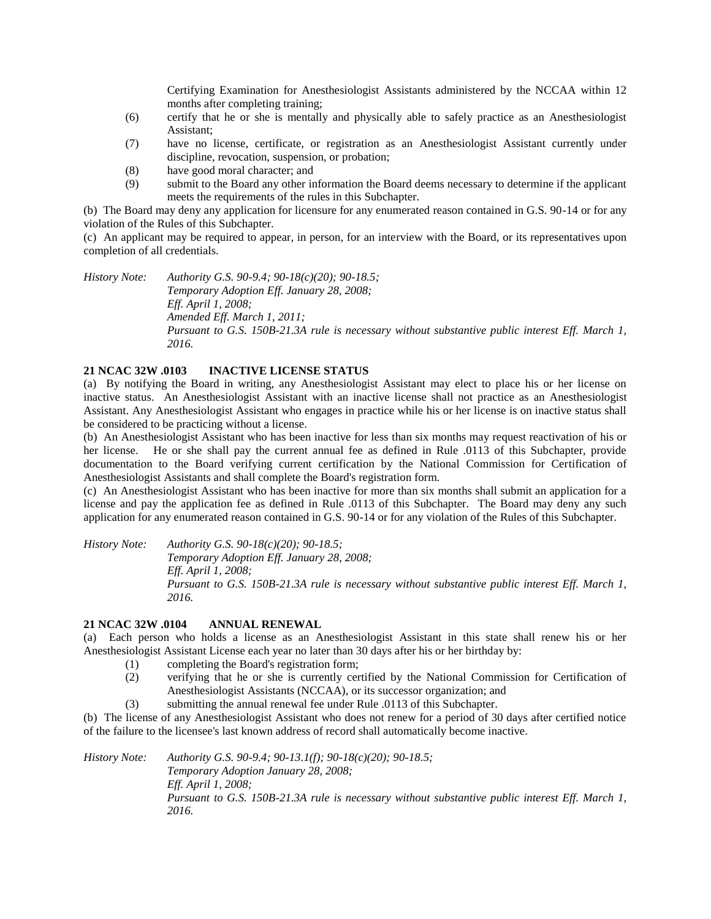Certifying Examination for Anesthesiologist Assistants administered by the NCCAA within 12 months after completing training;

(6) certify that he or she is mentally and physically able to safely practice as an Anesthesiologist Assistant;

(7) have no license, certificate, or registration as an Anesthesiologist Assistant currently under discipline, revocation, suspension, or probation;

(8) have good moral character; and

(9) submit to the Board any other information the Board deems necessary to determine if the applicant meets the requirements of the rules in this Subchapter.

(b) The Board may deny any application for licensure for any enumerated reason contained in G.S. 90-14 or for any violation of the Rules of this Subchapter.

(c) An applicant may be required to appear, in person, for an interview with the Board, or its representatives upon completion of all credentials.

*History Note: Authority G.S. 90-9.4; 90-18(c)(20); 90-18.5;*
*Temporary Adoption Eff. January 28, 2008;*
*Eff. April 1, 2008;*
*Amended Eff. March 1, 2011;*
*Pursuant to G.S. 150B-21.3A rule is necessary without substantive public interest Eff. March 1, 2016.*

**21 NCAC 32W .0103 INACTIVE LICENSE STATUS**

(a) By notifying the Board in writing, any Anesthesiologist Assistant may elect to place his or her license on inactive status. An Anesthesiologist Assistant with an inactive license shall not practice as an Anesthesiologist Assistant. Any Anesthesiologist Assistant who engages in practice while his or her license is on inactive status shall be considered to be practicing without a license.

(b) An Anesthesiologist Assistant who has been inactive for less than six months may request reactivation of his or her license. He or she shall pay the current annual fee as defined in Rule .0113 of this Subchapter, provide documentation to the Board verifying current certification by the National Commission for Certification of Anesthesiologist Assistants and shall complete the Board's registration form.

(c) An Anesthesiologist Assistant who has been inactive for more than six months shall submit an application for a license and pay the application fee as defined in Rule .0113 of this Subchapter. The Board may deny any such application for any enumerated reason contained in G.S. 90-14 or for any violation of the Rules of this Subchapter.

*History Note: Authority G.S. 90-18(c)(20); 90-18.5;*
*Temporary Adoption Eff. January 28, 2008;*
*Eff. April 1, 2008;*
*Pursuant to G.S. 150B-21.3A rule is necessary without substantive public interest Eff. March 1, 2016.*

**21 NCAC 32W .0104 ANNUAL RENEWAL**

(a) Each person who holds a license as an Anesthesiologist Assistant in this state shall renew his or her Anesthesiologist Assistant License each year no later than 30 days after his or her birthday by:

(1) completing the Board's registration form;

(2) verifying that he or she is currently certified by the National Commission for Certification of Anesthesiologist Assistants (NCCAA), or its successor organization; and

(3) submitting the annual renewal fee under Rule .0113 of this Subchapter.

(b) The license of any Anesthesiologist Assistant who does not renew for a period of 30 days after certified notice of the failure to the licensee's last known address of record shall automatically become inactive.

*History Note: Authority G.S. 90-9.4; 90-13.1(f); 90-18(c)(20); 90-18.5;*
*Temporary Adoption January 28, 2008;*
*Eff. April 1, 2008;*
*Pursuant to G.S. 150B-21.3A rule is necessary without substantive public interest Eff. March 1, 2016.*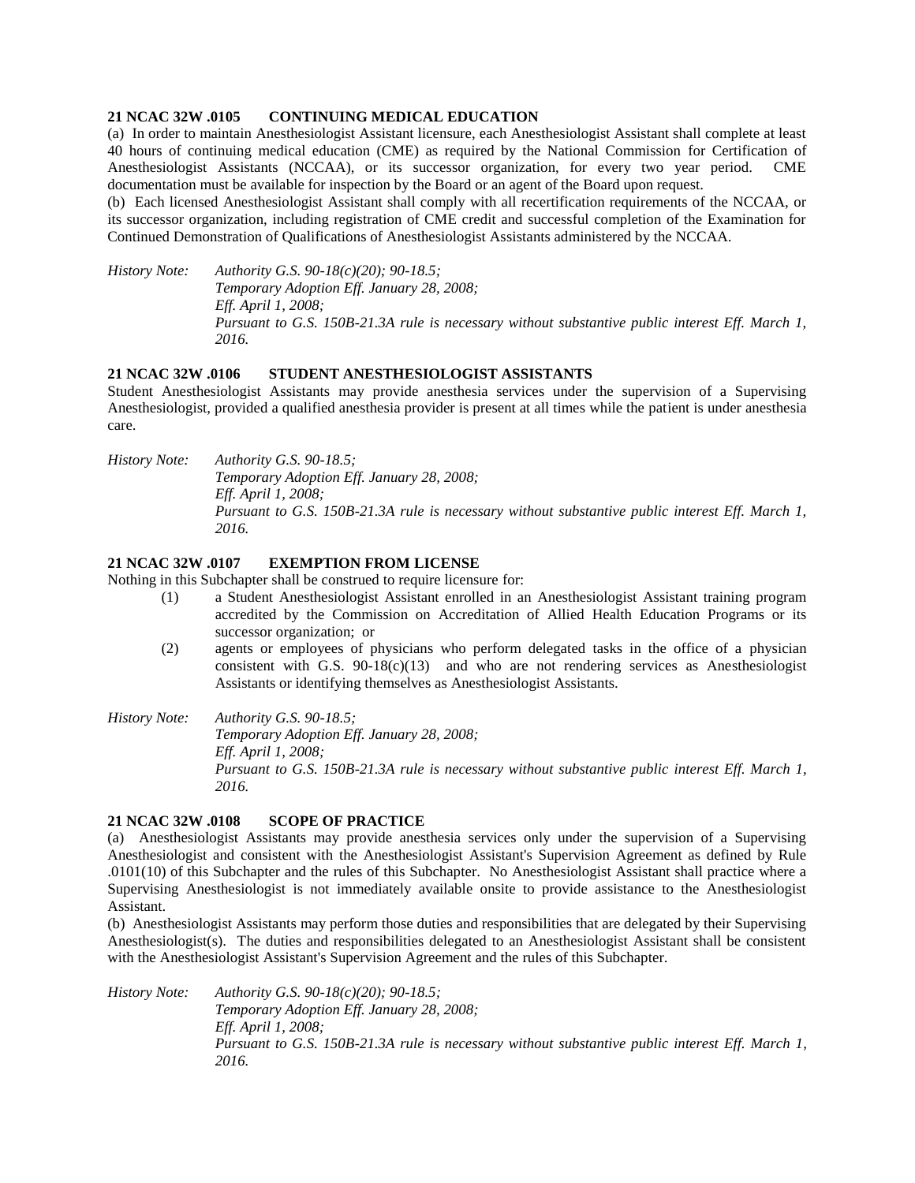**21 NCAC 32W .0105 CONTINUING MEDICAL EDUCATION**

(a) In order to maintain Anesthesiologist Assistant licensure, each Anesthesiologist Assistant shall complete at least 40 hours of continuing medical education (CME) as required by the National Commission for Certification of Anesthesiologist Assistants (NCCAA), or its successor organization, for every two year period. CME documentation must be available for inspection by the Board or an agent of the Board upon request.

(b) Each licensed Anesthesiologist Assistant shall comply with all recertification requirements of the NCCAA, or its successor organization, including registration of CME credit and successful completion of the Examination for Continued Demonstration of Qualifications of Anesthesiologist Assistants administered by the NCCAA.

*History Note: Authority G.S. 90-18(c)(20); 90-18.5;*
*Temporary Adoption Eff. January 28, 2008;*
*Eff. April 1, 2008;*
*Pursuant to G.S. 150B-21.3A rule is necessary without substantive public interest Eff. March 1, 2016.*

**21 NCAC 32W .0106 STUDENT ANESTHESIOLOGIST ASSISTANTS**

Student Anesthesiologist Assistants may provide anesthesia services under the supervision of a Supervising Anesthesiologist, provided a qualified anesthesia provider is present at all times while the patient is under anesthesia care.

*History Note: Authority G.S. 90-18.5;*
*Temporary Adoption Eff. January 28, 2008;*
*Eff. April 1, 2008;*
*Pursuant to G.S. 150B-21.3A rule is necessary without substantive public interest Eff. March 1, 2016.*

**21 NCAC 32W .0107 EXEMPTION FROM LICENSE**

Nothing in this Subchapter shall be construed to require licensure for:

(1) a Student Anesthesiologist Assistant enrolled in an Anesthesiologist Assistant training program accredited by the Commission on Accreditation of Allied Health Education Programs or its successor organization; or

(2) agents or employees of physicians who perform delegated tasks in the office of a physician consistent with G.S. 90-18(c)(13) and who are not rendering services as Anesthesiologist Assistants or identifying themselves as Anesthesiologist Assistants.

*History Note: Authority G.S. 90-18.5;*
*Temporary Adoption Eff. January 28, 2008;*
*Eff. April 1, 2008;*
*Pursuant to G.S. 150B-21.3A rule is necessary without substantive public interest Eff. March 1, 2016.*

**21 NCAC 32W .0108 SCOPE OF PRACTICE**

(a) Anesthesiologist Assistants may provide anesthesia services only under the supervision of a Supervising Anesthesiologist and consistent with the Anesthesiologist Assistant's Supervision Agreement as defined by Rule .0101(10) of this Subchapter and the rules of this Subchapter. No Anesthesiologist Assistant shall practice where a Supervising Anesthesiologist is not immediately available onsite to provide assistance to the Anesthesiologist Assistant.

(b) Anesthesiologist Assistants may perform those duties and responsibilities that are delegated by their Supervising Anesthesiologist(s). The duties and responsibilities delegated to an Anesthesiologist Assistant shall be consistent with the Anesthesiologist Assistant's Supervision Agreement and the rules of this Subchapter.

*History Note: Authority G.S. 90-18(c)(20); 90-18.5;*
*Temporary Adoption Eff. January 28, 2008;*
*Eff. April 1, 2008;*
*Pursuant to G.S. 150B-21.3A rule is necessary without substantive public interest Eff. March 1, 2016.*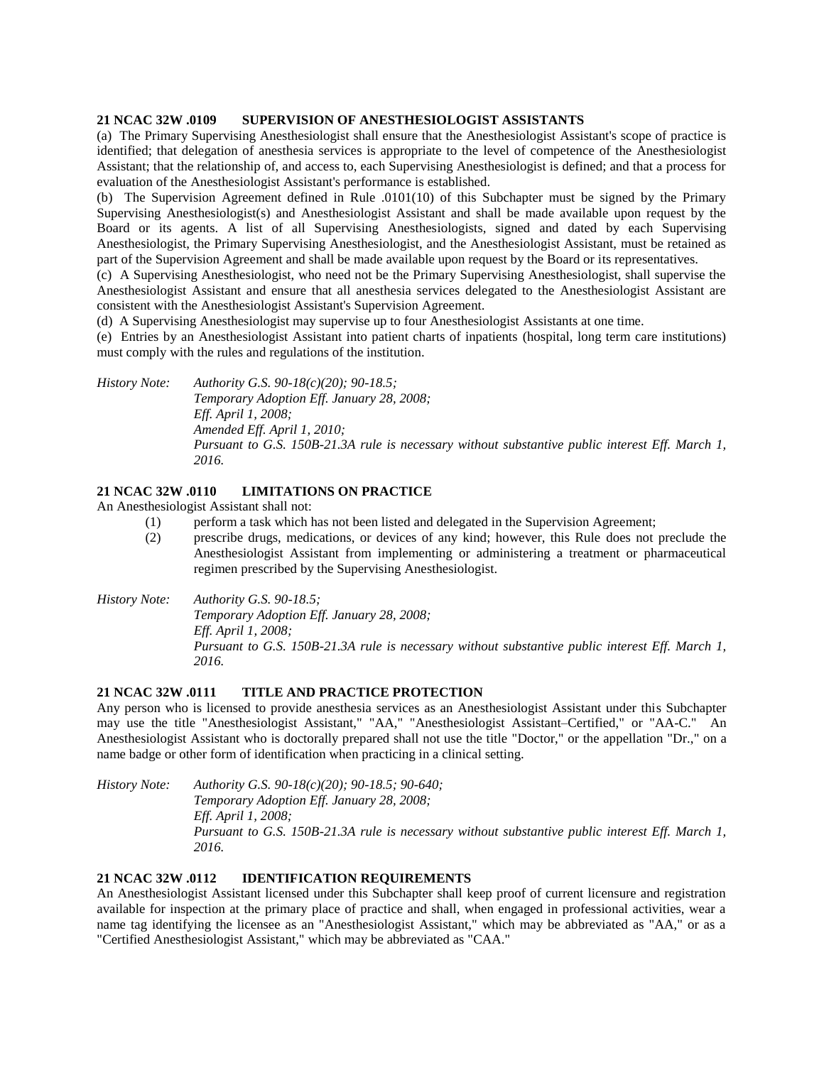**21 NCAC 32W .0109 SUPERVISION OF ANESTHESIOLOGIST ASSISTANTS**

(a) The Primary Supervising Anesthesiologist shall ensure that the Anesthesiologist Assistant's scope of practice is identified; that delegation of anesthesia services is appropriate to the level of competence of the Anesthesiologist Assistant; that the relationship of, and access to, each Supervising Anesthesiologist is defined; and that a process for evaluation of the Anesthesiologist Assistant's performance is established.

(b) The Supervision Agreement defined in Rule .0101(10) of this Subchapter must be signed by the Primary Supervising Anesthesiologist(s) and Anesthesiologist Assistant and shall be made available upon request by the Board or its agents. A list of all Supervising Anesthesiologists, signed and dated by each Supervising Anesthesiologist, the Primary Supervising Anesthesiologist, and the Anesthesiologist Assistant, must be retained as part of the Supervision Agreement and shall be made available upon request by the Board or its representatives.

(c) A Supervising Anesthesiologist, who need not be the Primary Supervising Anesthesiologist, shall supervise the Anesthesiologist Assistant and ensure that all anesthesia services delegated to the Anesthesiologist Assistant are consistent with the Anesthesiologist Assistant's Supervision Agreement.

(d) A Supervising Anesthesiologist may supervise up to four Anesthesiologist Assistants at one time.

(e) Entries by an Anesthesiologist Assistant into patient charts of inpatients (hospital, long term care institutions) must comply with the rules and regulations of the institution.

*History Note: Authority G.S. 90-18(c)(20); 90-18.5;*
*Temporary Adoption Eff. January 28, 2008;*
*Eff. April 1, 2008;*
*Amended Eff. April 1, 2010;*
*Pursuant to G.S. 150B-21.3A rule is necessary without substantive public interest Eff. March 1, 2016.*

**21 NCAC 32W .0110 LIMITATIONS ON PRACTICE**

An Anesthesiologist Assistant shall not:

(1) perform a task which has not been listed and delegated in the Supervision Agreement;
(2) prescribe drugs, medications, or devices of any kind; however, this Rule does not preclude the Anesthesiologist Assistant from implementing or administering a treatment or pharmaceutical regimen prescribed by the Supervising Anesthesiologist.

*History Note: Authority G.S. 90-18.5;*
*Temporary Adoption Eff. January 28, 2008;*
*Eff. April 1, 2008;*
*Pursuant to G.S. 150B-21.3A rule is necessary without substantive public interest Eff. March 1, 2016.*

**21 NCAC 32W .0111 TITLE AND PRACTICE PROTECTION**

Any person who is licensed to provide anesthesia services as an Anesthesiologist Assistant under this Subchapter may use the title "Anesthesiologist Assistant," "AA," "Anesthesiologist Assistant–Certified," or "AA-C." An Anesthesiologist Assistant who is doctorally prepared shall not use the title "Doctor," or the appellation "Dr.," on a name badge or other form of identification when practicing in a clinical setting.

*History Note: Authority G.S. 90-18(c)(20); 90-18.5; 90-640;*
*Temporary Adoption Eff. January 28, 2008;*
*Eff. April 1, 2008;*
*Pursuant to G.S. 150B-21.3A rule is necessary without substantive public interest Eff. March 1, 2016.*

**21 NCAC 32W .0112 IDENTIFICATION REQUIREMENTS**

An Anesthesiologist Assistant licensed under this Subchapter shall keep proof of current licensure and registration available for inspection at the primary place of practice and shall, when engaged in professional activities, wear a name tag identifying the licensee as an "Anesthesiologist Assistant," which may be abbreviated as "AA," or as a "Certified Anesthesiologist Assistant," which may be abbreviated as "CAA."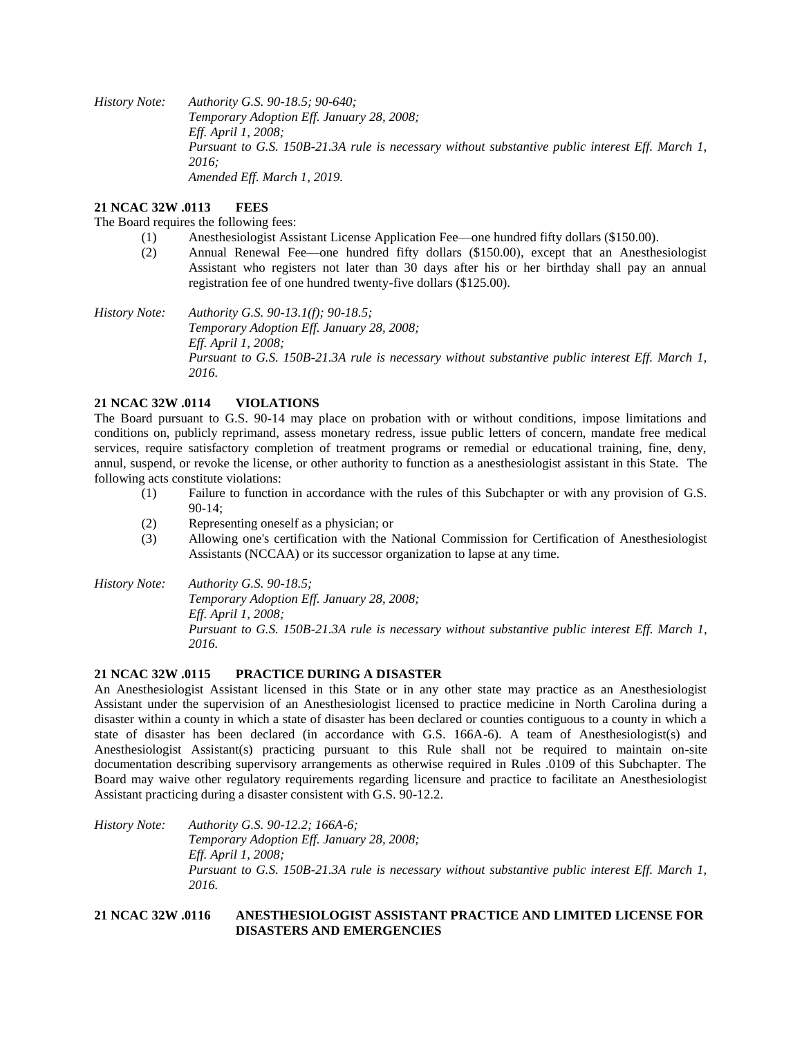*History Note: Authority G.S. 90-18.5; 90-640;*
*Temporary Adoption Eff. January 28, 2008;*
*Eff. April 1, 2008;*
*Pursuant to G.S. 150B-21.3A rule is necessary without substantive public interest Eff. March 1, 2016;*
*Amended Eff. March 1, 2019.*

**21 NCAC 32W .0113 FEES**

The Board requires the following fees:

(1) Anesthesiologist Assistant License Application Fee—one hundred fifty dollars ($150.00).

(2) Annual Renewal Fee—one hundred fifty dollars ($150.00), except that an Anesthesiologist Assistant who registers not later than 30 days after his or her birthday shall pay an annual registration fee of one hundred twenty-five dollars ($125.00).

*History Note: Authority G.S. 90-13.1(f); 90-18.5;*
*Temporary Adoption Eff. January 28, 2008;*
*Eff. April 1, 2008;*
*Pursuant to G.S. 150B-21.3A rule is necessary without substantive public interest Eff. March 1, 2016.*

**21 NCAC 32W .0114 VIOLATIONS**

The Board pursuant to G.S. 90-14 may place on probation with or without conditions, impose limitations and conditions on, publicly reprimand, assess monetary redress, issue public letters of concern, mandate free medical services, require satisfactory completion of treatment programs or remedial or educational training, fine, deny, annul, suspend, or revoke the license, or other authority to function as a anesthesiologist assistant in this State. The following acts constitute violations:

(1) Failure to function in accordance with the rules of this Subchapter or with any provision of G.S. 90-14;

(2) Representing oneself as a physician; or

(3) Allowing one's certification with the National Commission for Certification of Anesthesiologist Assistants (NCCAA) or its successor organization to lapse at any time.

*History Note: Authority G.S. 90-18.5;*
*Temporary Adoption Eff. January 28, 2008;*
*Eff. April 1, 2008;*
*Pursuant to G.S. 150B-21.3A rule is necessary without substantive public interest Eff. March 1, 2016.*

**21 NCAC 32W .0115 PRACTICE DURING A DISASTER**

An Anesthesiologist Assistant licensed in this State or in any other state may practice as an Anesthesiologist Assistant under the supervision of an Anesthesiologist licensed to practice medicine in North Carolina during a disaster within a county in which a state of disaster has been declared or counties contiguous to a county in which a state of disaster has been declared (in accordance with G.S. 166A-6). A team of Anesthesiologist(s) and Anesthesiologist Assistant(s) practicing pursuant to this Rule shall not be required to maintain on-site documentation describing supervisory arrangements as otherwise required in Rules .0109 of this Subchapter. The Board may waive other regulatory requirements regarding licensure and practice to facilitate an Anesthesiologist Assistant practicing during a disaster consistent with G.S. 90-12.2.

*History Note: Authority G.S. 90-12.2; 166A-6;*
*Temporary Adoption Eff. January 28, 2008;*
*Eff. April 1, 2008;*
*Pursuant to G.S. 150B-21.3A rule is necessary without substantive public interest Eff. March 1, 2016.*

**21 NCAC 32W .0116 ANESTHESIOLOGIST ASSISTANT PRACTICE AND LIMITED LICENSE FOR DISASTERS AND EMERGENCIES**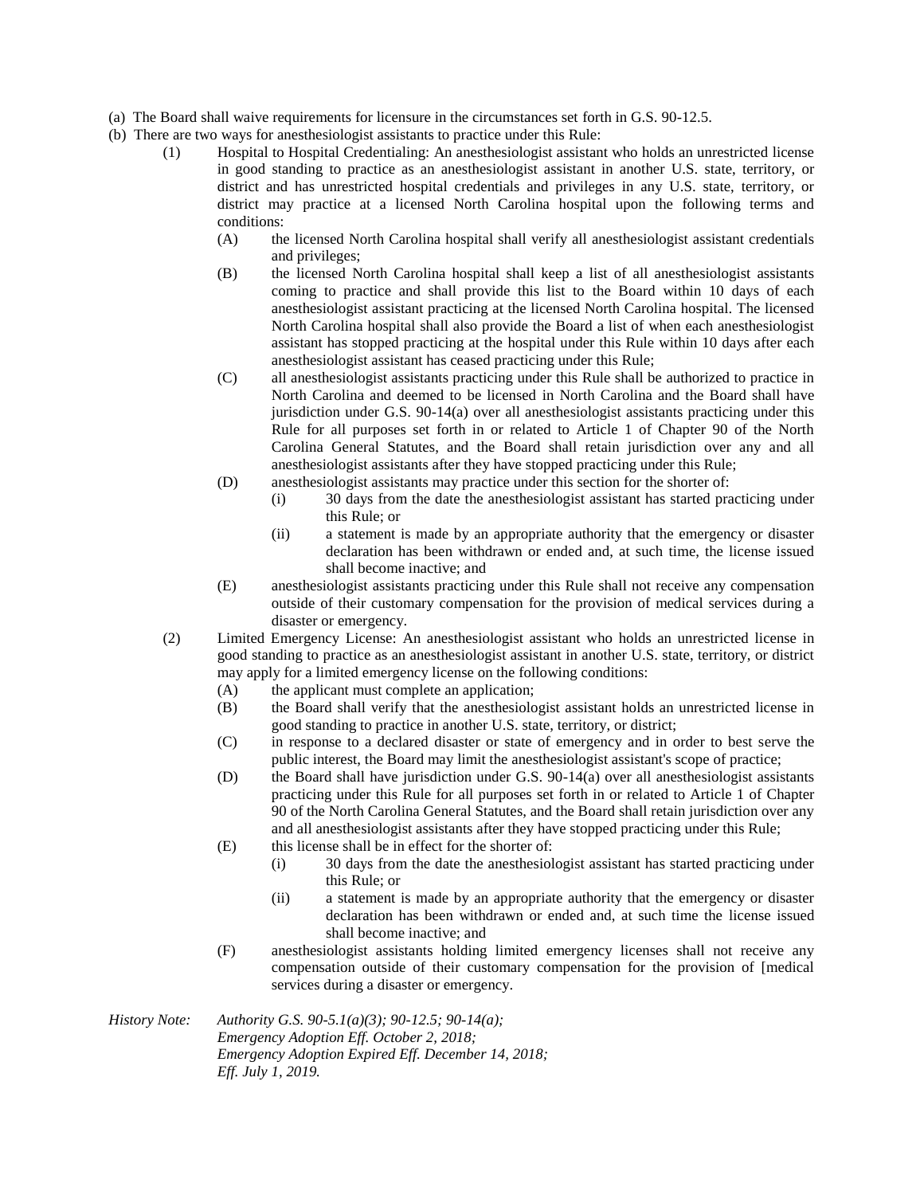(a) The Board shall waive requirements for licensure in the circumstances set forth in G.S. 90-12.5.

(b) There are two ways for anesthesiologist assistants to practice under this Rule:

(1) Hospital to Hospital Credentialing: An anesthesiologist assistant who holds an unrestricted license in good standing to practice as an anesthesiologist assistant in another U.S. state, territory, or district and has unrestricted hospital credentials and privileges in any U.S. state, territory, or district may practice at a licensed North Carolina hospital upon the following terms and conditions:

(A) the licensed North Carolina hospital shall verify all anesthesiologist assistant credentials and privileges;

(B) the licensed North Carolina hospital shall keep a list of all anesthesiologist assistants coming to practice and shall provide this list to the Board within 10 days of each anesthesiologist assistant practicing at the licensed North Carolina hospital. The licensed North Carolina hospital shall also provide the Board a list of when each anesthesiologist assistant has stopped practicing at the hospital under this Rule within 10 days after each anesthesiologist assistant has ceased practicing under this Rule;

(C) all anesthesiologist assistants practicing under this Rule shall be authorized to practice in North Carolina and deemed to be licensed in North Carolina and the Board shall have jurisdiction under G.S. 90-14(a) over all anesthesiologist assistants practicing under this Rule for all purposes set forth in or related to Article 1 of Chapter 90 of the North Carolina General Statutes, and the Board shall retain jurisdiction over any and all anesthesiologist assistants after they have stopped practicing under this Rule;

(D) anesthesiologist assistants may practice under this section for the shorter of:

(i) 30 days from the date the anesthesiologist assistant has started practicing under this Rule; or

(ii) a statement is made by an appropriate authority that the emergency or disaster declaration has been withdrawn or ended and, at such time, the license issued shall become inactive; and

(E) anesthesiologist assistants practicing under this Rule shall not receive any compensation outside of their customary compensation for the provision of medical services during a disaster or emergency.

(2) Limited Emergency License: An anesthesiologist assistant who holds an unrestricted license in good standing to practice as an anesthesiologist assistant in another U.S. state, territory, or district may apply for a limited emergency license on the following conditions:

(A) the applicant must complete an application;

(B) the Board shall verify that the anesthesiologist assistant holds an unrestricted license in good standing to practice in another U.S. state, territory, or district;

(C) in response to a declared disaster or state of emergency and in order to best serve the public interest, the Board may limit the anesthesiologist assistant's scope of practice;

(D) the Board shall have jurisdiction under G.S. 90-14(a) over all anesthesiologist assistants practicing under this Rule for all purposes set forth in or related to Article 1 of Chapter 90 of the North Carolina General Statutes, and the Board shall retain jurisdiction over any and all anesthesiologist assistants after they have stopped practicing under this Rule;

(E) this license shall be in effect for the shorter of:

(i) 30 days from the date the anesthesiologist assistant has started practicing under this Rule; or

(ii) a statement is made by an appropriate authority that the emergency or disaster declaration has been withdrawn or ended and, at such time the license issued shall become inactive; and

(F) anesthesiologist assistants holding limited emergency licenses shall not receive any compensation outside of their customary compensation for the provision of [medical services during a disaster or emergency.

*History Note: Authority G.S. 90-5.1(a)(3); 90-12.5; 90-14(a);*
*Emergency Adoption Eff. October 2, 2018;*
*Emergency Adoption Expired Eff. December 14, 2018;*
*Eff. July 1, 2019.*